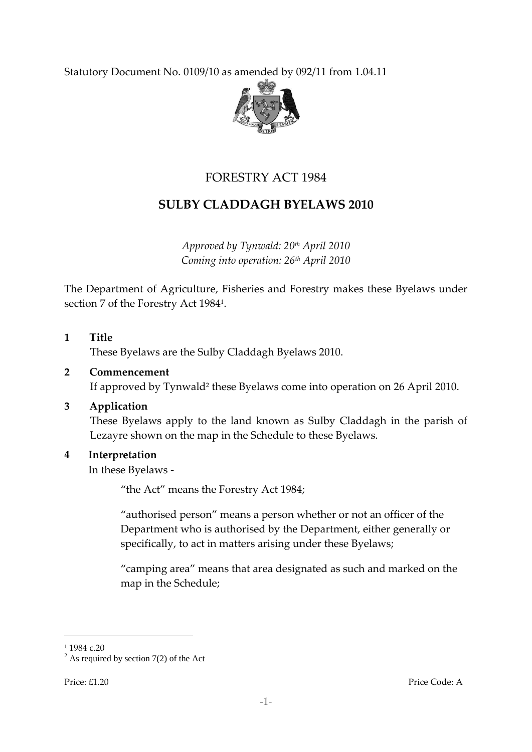Statutory Document No. 0109/10 as amended by 092/11 from 1.04.11

# FORESTRY ACT 1984

# SULBY CLADDAGH BYELAWS 2010

*Approved by Tynwald: 20th April 2010*
*Coming into operation: 26th April 2010*

The Department of Agriculture, Fisheries and Forestry makes these Byelaws under section 7 of the Forestry Act 1984[1].

**1 Title**

These Byelaws are the Sulby Claddagh Byelaws 2010.

**2 Commencement**

If approved by Tynwald[2] these Byelaws come into operation on 26 April 2010.

**3 Application**

These Byelaws apply to the land known as Sulby Claddagh in the parish of Lezayre shown on the map in the Schedule to these Byelaws.

**4 Interpretation**

In these Byelaws -

"the Act" means the Forestry Act 1984;

"authorised person" means a person whether or not an officer of the Department who is authorised by the Department, either generally or specifically, to act in matters arising under these Byelaws;

"camping area" means that area designated as such and marked on the map in the Schedule;

---

[1] 1984 c.20

[2] As required by section 7(2) of the Act

Price: £1.20 Price Code: A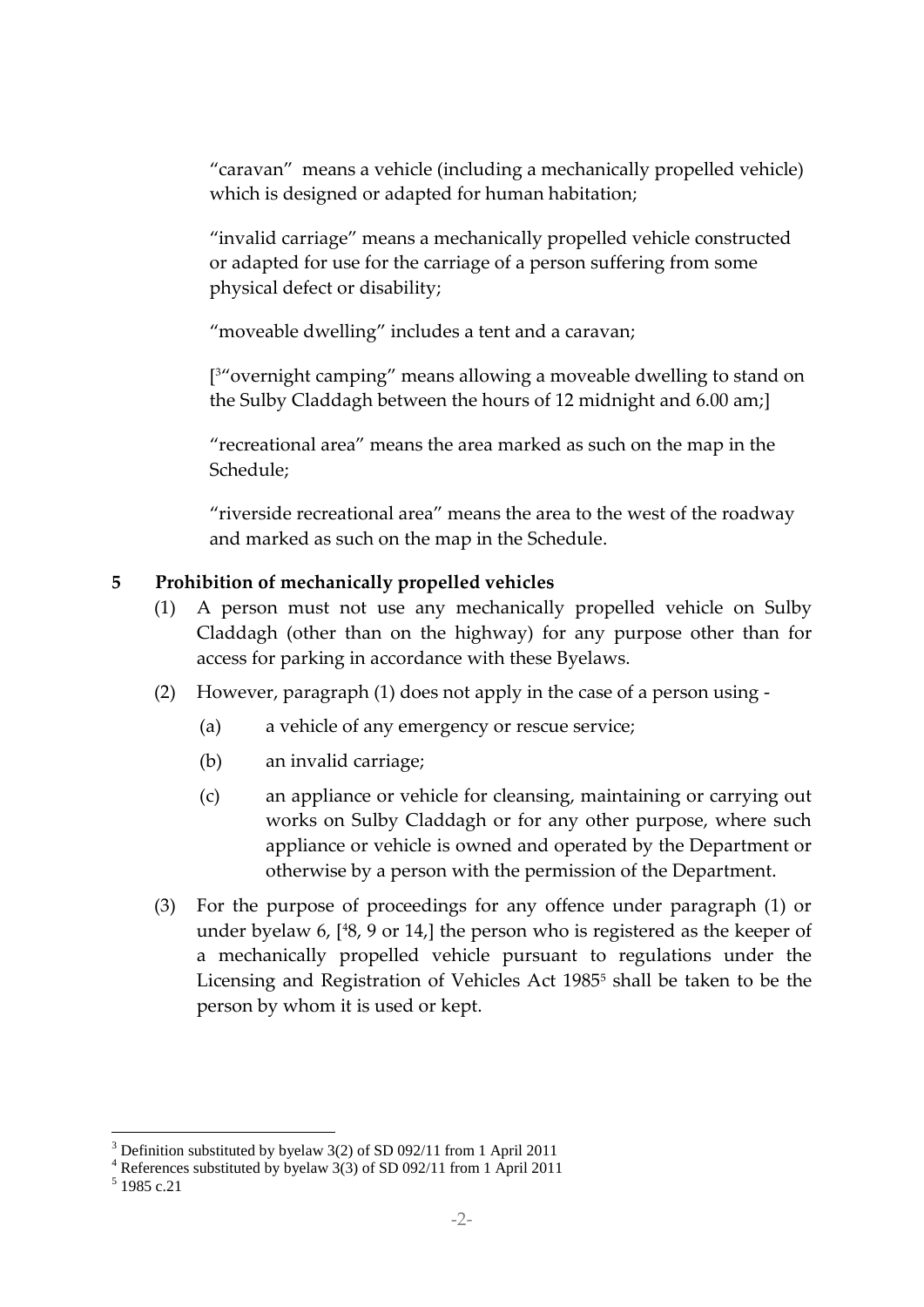"caravan" means a vehicle (including a mechanically propelled vehicle) which is designed or adapted for human habitation;

"invalid carriage" means a mechanically propelled vehicle constructed or adapted for use for the carriage of a person suffering from some physical defect or disability;

"moveable dwelling" includes a tent and a caravan;

[[3]"overnight camping" means allowing a moveable dwelling to stand on the Sulby Claddagh between the hours of 12 midnight and 6.00 am;]

"recreational area" means the area marked as such on the map in the Schedule;

"riverside recreational area" means the area to the west of the roadway and marked as such on the map in the Schedule.

## 5 Prohibition of mechanically propelled vehicles

(1) A person must not use any mechanically propelled vehicle on Sulby Claddagh (other than on the highway) for any purpose other than for access for parking in accordance with these Byelaws.

(2) However, paragraph (1) does not apply in the case of a person using -

(a) a vehicle of any emergency or rescue service;

(b) an invalid carriage;

(c) an appliance or vehicle for cleansing, maintaining or carrying out works on Sulby Claddagh or for any other purpose, where such appliance or vehicle is owned and operated by the Department or otherwise by a person with the permission of the Department.

(3) For the purpose of proceedings for any offence under paragraph (1) or under byelaw 6, [[4]8, 9 or 14,] the person who is registered as the keeper of a mechanically propelled vehicle pursuant to regulations under the Licensing and Registration of Vehicles Act 1985[5] shall be taken to be the person by whom it is used or kept.

---

[3] Definition substituted by byelaw 3(2) of SD 092/11 from 1 April 2011

[4] References substituted by byelaw 3(3) of SD 092/11 from 1 April 2011

[5] 1985 c.21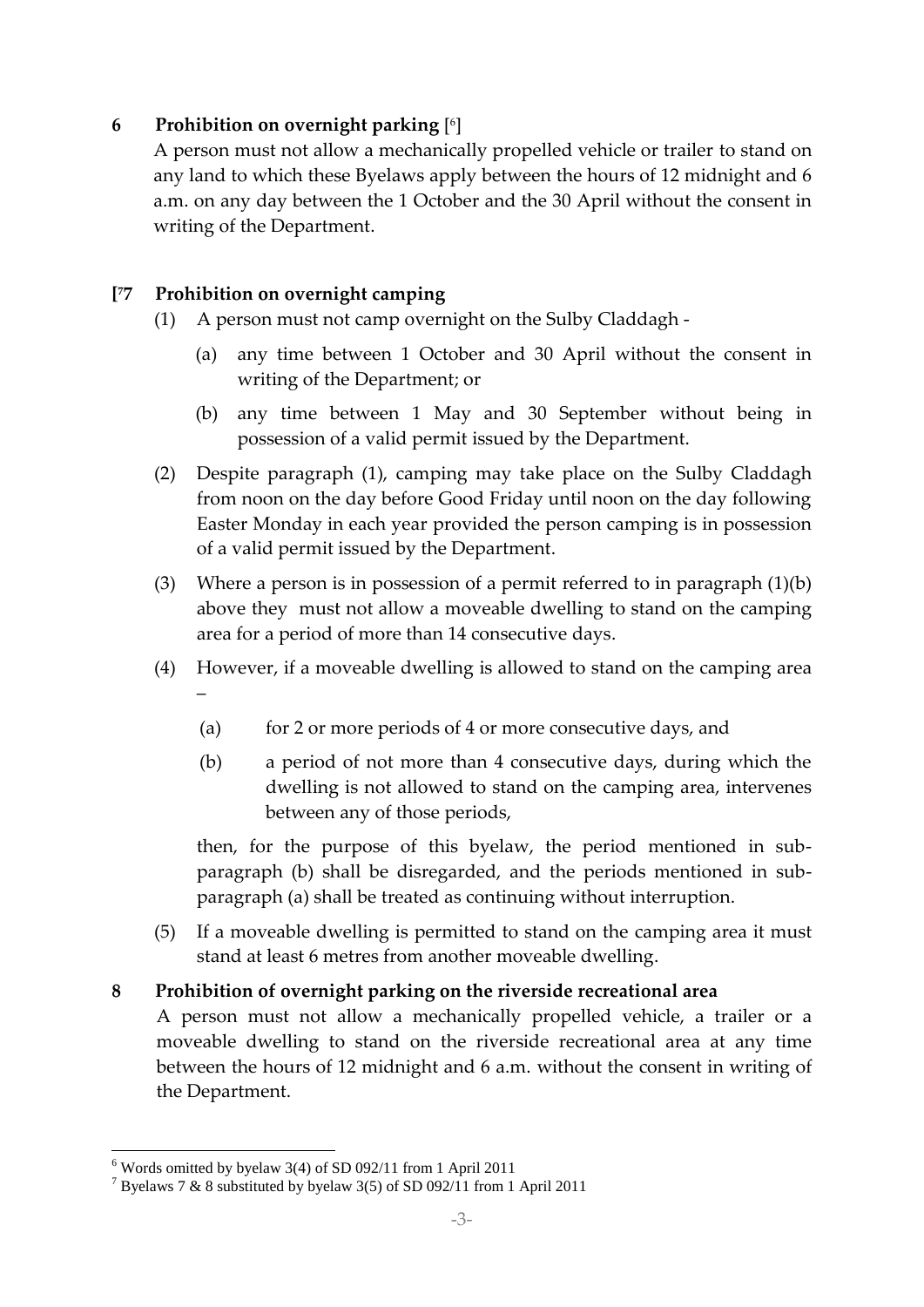**6 Prohibition on overnight parking** [6]

A person must not allow a mechanically propelled vehicle or trailer to stand on any land to which these Byelaws apply between the hours of 12 midnight and 6 a.m. on any day between the 1 October and the 30 April without the consent in writing of the Department.

**[7 7 Prohibition on overnight camping**

(1) A person must not camp overnight on the Sulby Claddagh -

(a) any time between 1 October and 30 April without the consent in writing of the Department; or

(b) any time between 1 May and 30 September without being in possession of a valid permit issued by the Department.

(2) Despite paragraph (1), camping may take place on the Sulby Claddagh from noon on the day before Good Friday until noon on the day following Easter Monday in each year provided the person camping is in possession of a valid permit issued by the Department.

(3) Where a person is in possession of a permit referred to in paragraph (1)(b) above they must not allow a moveable dwelling to stand on the camping area for a period of more than 14 consecutive days.

(4) However, if a moveable dwelling is allowed to stand on the camping area –

(a) for 2 or more periods of 4 or more consecutive days, and

(b) a period of not more than 4 consecutive days, during which the dwelling is not allowed to stand on the camping area, intervenes between any of those periods,

then, for the purpose of this byelaw, the period mentioned in sub-paragraph (b) shall be disregarded, and the periods mentioned in sub-paragraph (a) shall be treated as continuing without interruption.

(5) If a moveable dwelling is permitted to stand on the camping area it must stand at least 6 metres from another moveable dwelling.

**8 Prohibition of overnight parking on the riverside recreational area**

A person must not allow a mechanically propelled vehicle, a trailer or a moveable dwelling to stand on the riverside recreational area at any time between the hours of 12 midnight and 6 a.m. without the consent in writing of the Department.

---

[6] Words omitted by byelaw 3(4) of SD 092/11 from 1 April 2011

[7] Byelaws 7 & 8 substituted by byelaw 3(5) of SD 092/11 from 1 April 2011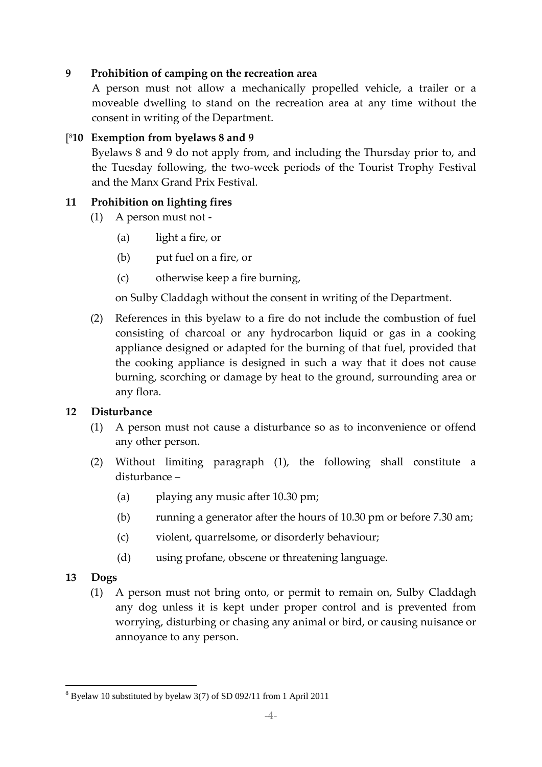**9 Prohibition of camping on the recreation area**

A person must not allow a mechanically propelled vehicle, a trailer or a moveable dwelling to stand on the recreation area at any time without the consent in writing of the Department.

[[8]**10 Exemption from byelaws 8 and 9**

Byelaws 8 and 9 do not apply from, and including the Thursday prior to, and the Tuesday following, the two-week periods of the Tourist Trophy Festival and the Manx Grand Prix Festival.

**11 Prohibition on lighting fires**

(1) A person must not -

(a) light a fire, or

(b) put fuel on a fire, or

(c) otherwise keep a fire burning,

on Sulby Claddagh without the consent in writing of the Department.

(2) References in this byelaw to a fire do not include the combustion of fuel consisting of charcoal or any hydrocarbon liquid or gas in a cooking appliance designed or adapted for the burning of that fuel, provided that the cooking appliance is designed in such a way that it does not cause burning, scorching or damage by heat to the ground, surrounding area or any flora.

**12 Disturbance**

(1) A person must not cause a disturbance so as to inconvenience or offend any other person.

(2) Without limiting paragraph (1), the following shall constitute a disturbance –

(a) playing any music after 10.30 pm;

(b) running a generator after the hours of 10.30 pm or before 7.30 am;

(c) violent, quarrelsome, or disorderly behaviour;

(d) using profane, obscene or threatening language.

**13 Dogs**

(1) A person must not bring onto, or permit to remain on, Sulby Claddagh any dog unless it is kept under proper control and is prevented from worrying, disturbing or chasing any animal or bird, or causing nuisance or annoyance to any person.

[8] Byelaw 10 substituted by byelaw 3(7) of SD 092/11 from 1 April 2011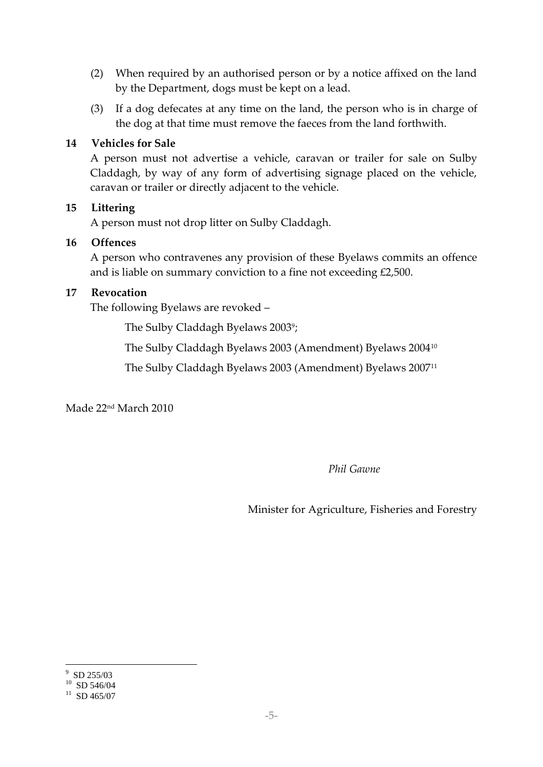(2) When required by an authorised person or by a notice affixed on the land by the Department, dogs must be kept on a lead.

(3) If a dog defecates at any time on the land, the person who is in charge of the dog at that time must remove the faeces from the land forthwith.

**14 Vehicles for Sale**

A person must not advertise a vehicle, caravan or trailer for sale on Sulby Claddagh, by way of any form of advertising signage placed on the vehicle, caravan or trailer or directly adjacent to the vehicle.

**15 Littering**

A person must not drop litter on Sulby Claddagh.

**16 Offences**

A person who contravenes any provision of these Byelaws commits an offence and is liable on summary conviction to a fine not exceeding £2,500.

**17 Revocation**

The following Byelaws are revoked –

The Sulby Claddagh Byelaws 2003[9];

The Sulby Claddagh Byelaws 2003 (Amendment) Byelaws 2004[10]

The Sulby Claddagh Byelaws 2003 (Amendment) Byelaws 2007[11]

Made 22nd March 2010

*Phil Gawne*

Minister for Agriculture, Fisheries and Forestry

---

[9] SD 255/03

[10] SD 546/04

[11] SD 465/07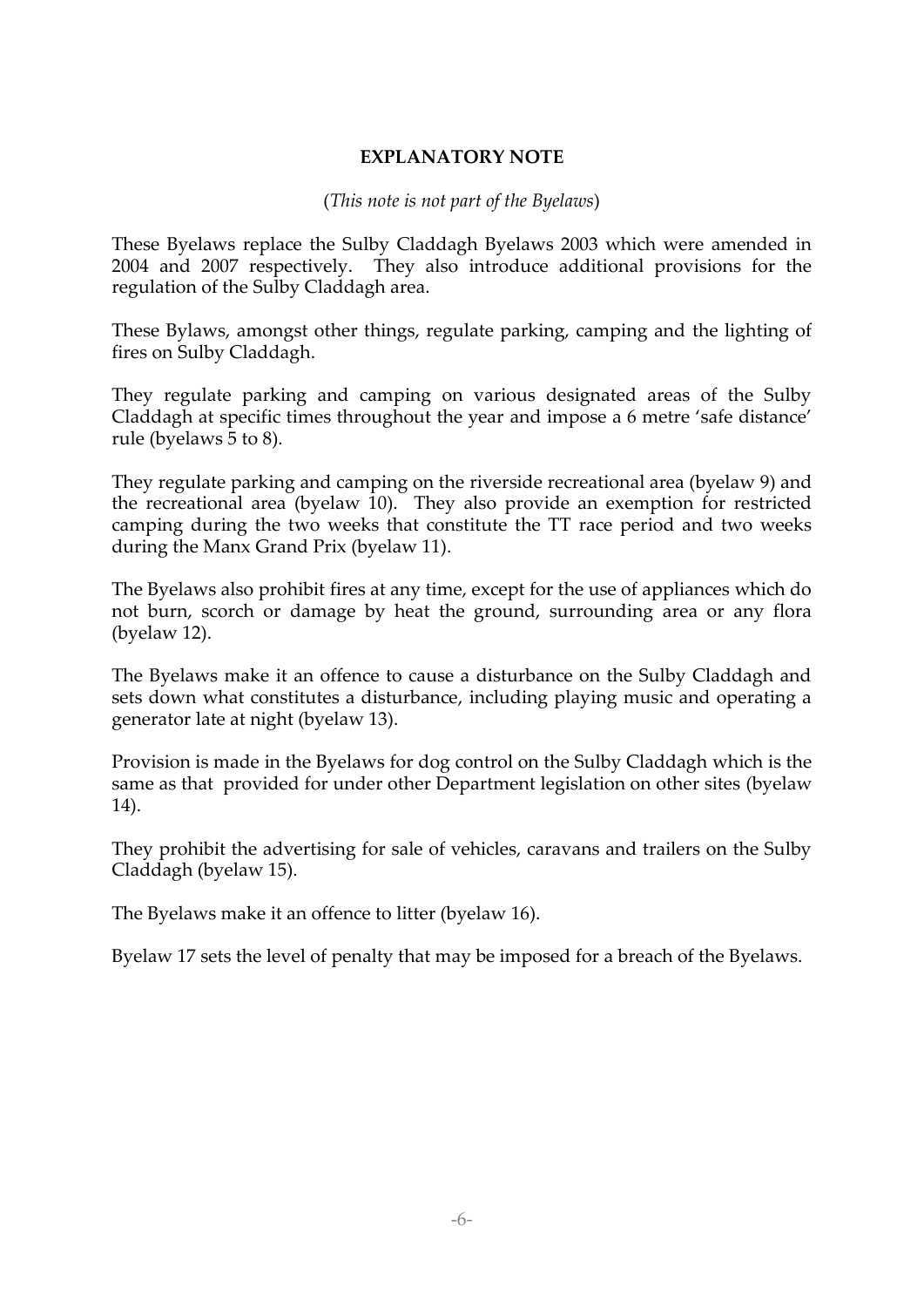**EXPLANATORY NOTE**

(*This note is not part of the Byelaws*)

These Byelaws replace the Sulby Claddagh Byelaws 2003 which were amended in 2004 and 2007 respectively. They also introduce additional provisions for the regulation of the Sulby Claddagh area.

These Bylaws, amongst other things, regulate parking, camping and the lighting of fires on Sulby Claddagh.

They regulate parking and camping on various designated areas of the Sulby Claddagh at specific times throughout the year and impose a 6 metre 'safe distance' rule (byelaws 5 to 8).

They regulate parking and camping on the riverside recreational area (byelaw 9) and the recreational area (byelaw 10). They also provide an exemption for restricted camping during the two weeks that constitute the TT race period and two weeks during the Manx Grand Prix (byelaw 11).

The Byelaws also prohibit fires at any time, except for the use of appliances which do not burn, scorch or damage by heat the ground, surrounding area or any flora (byelaw 12).

The Byelaws make it an offence to cause a disturbance on the Sulby Claddagh and sets down what constitutes a disturbance, including playing music and operating a generator late at night (byelaw 13).

Provision is made in the Byelaws for dog control on the Sulby Claddagh which is the same as that provided for under other Department legislation on other sites (byelaw 14).

They prohibit the advertising for sale of vehicles, caravans and trailers on the Sulby Claddagh (byelaw 15).

The Byelaws make it an offence to litter (byelaw 16).

Byelaw 17 sets the level of penalty that may be imposed for a breach of the Byelaws.